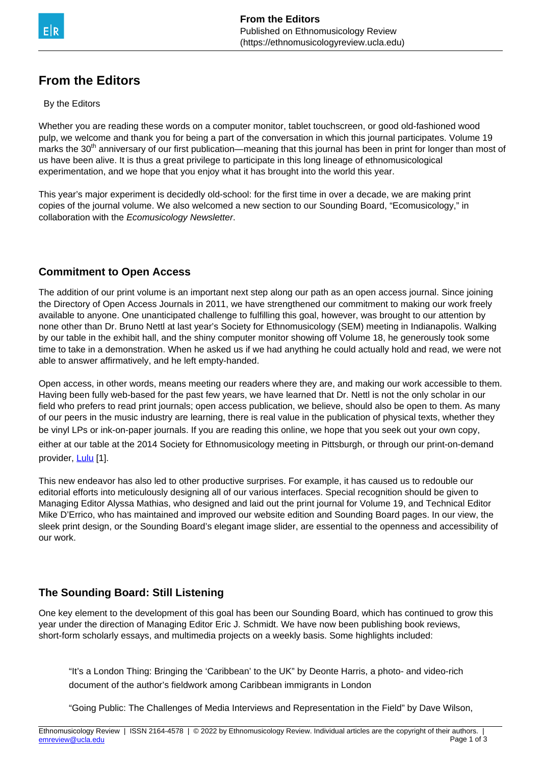# From the Editors

By the Editors

Whether you are reading these words on a computer monitor, tablet touchscreen, or good old-fashioned wood pulp, we welcome and thank you for being a part of the conversation in which this journal participates. Volume 19 marks the 30th anniversary of our first publication—meaning that this journal has been in print for longer than most of us have been alive. It is thus a great privilege to participate in this long lineage of ethnomusicological experimentation, and we hope that you enjoy what it has brought into the world this year.

This year's major experiment is decidedly old-school: for the first time in over a decade, we are making print copies of the journal volume. We also welcomed a new section to our Sounding Board, "Ecomusicology," in collaboration with the *Ecomusicology Newsletter*.

## Commitment to Open Access

The addition of our print volume is an important next step along our path as an open access journal. Since joining the Directory of Open Access Journals in 2011, we have strengthened our commitment to making our work freely available to anyone. One unanticipated challenge to fulfilling this goal, however, was brought to our attention by none other than Dr. Bruno Nettl at last year's Society for Ethnomusicology (SEM) meeting in Indianapolis. Walking by our table in the exhibit hall, and the shiny computer monitor showing off Volume 18, he generously took some time to take in a demonstration. When he asked us if we had anything he could actually hold and read, we were not able to answer affirmatively, and he left empty-handed.

Open access, in other words, means meeting our readers where they are, and making our work accessible to them. Having been fully web-based for the past few years, we have learned that Dr. Nettl is not the only scholar in our field who prefers to read print journals; open access publication, we believe, should also be open to them. As many of our peers in the music industry are learning, there is real value in the publication of physical texts, whether they be vinyl LPs or ink-on-paper journals. If you are reading this online, we hope that you seek out your own copy, either at our table at the 2014 Society for Ethnomusicology meeting in Pittsburgh, or through our print-on-demand provider, Lulu [1].

This new endeavor has also led to other productive surprises. For example, it has caused us to redouble our editorial efforts into meticulously designing all of our various interfaces. Special recognition should be given to Managing Editor Alyssa Mathias, who designed and laid out the print journal for Volume 19, and Technical Editor Mike D'Errico, who has maintained and improved our website edition and Sounding Board pages. In our view, the sleek print design, or the Sounding Board's elegant image slider, are essential to the openness and accessibility of our work.

## The Sounding Board: Still Listening

One key element to the development of this goal has been our Sounding Board, which has continued to grow this year under the direction of Managing Editor Eric J. Schmidt. We have now been publishing book reviews, short-form scholarly essays, and multimedia projects on a weekly basis. Some highlights included:

> "It's a London Thing: Bringing the 'Caribbean' to the UK" by Deonte Harris, a photo- and video-rich document of the author's fieldwork among Caribbean immigrants in London

> "Going Public: The Challenges of Media Interviews and Representation in the Field" by Dave Wilson,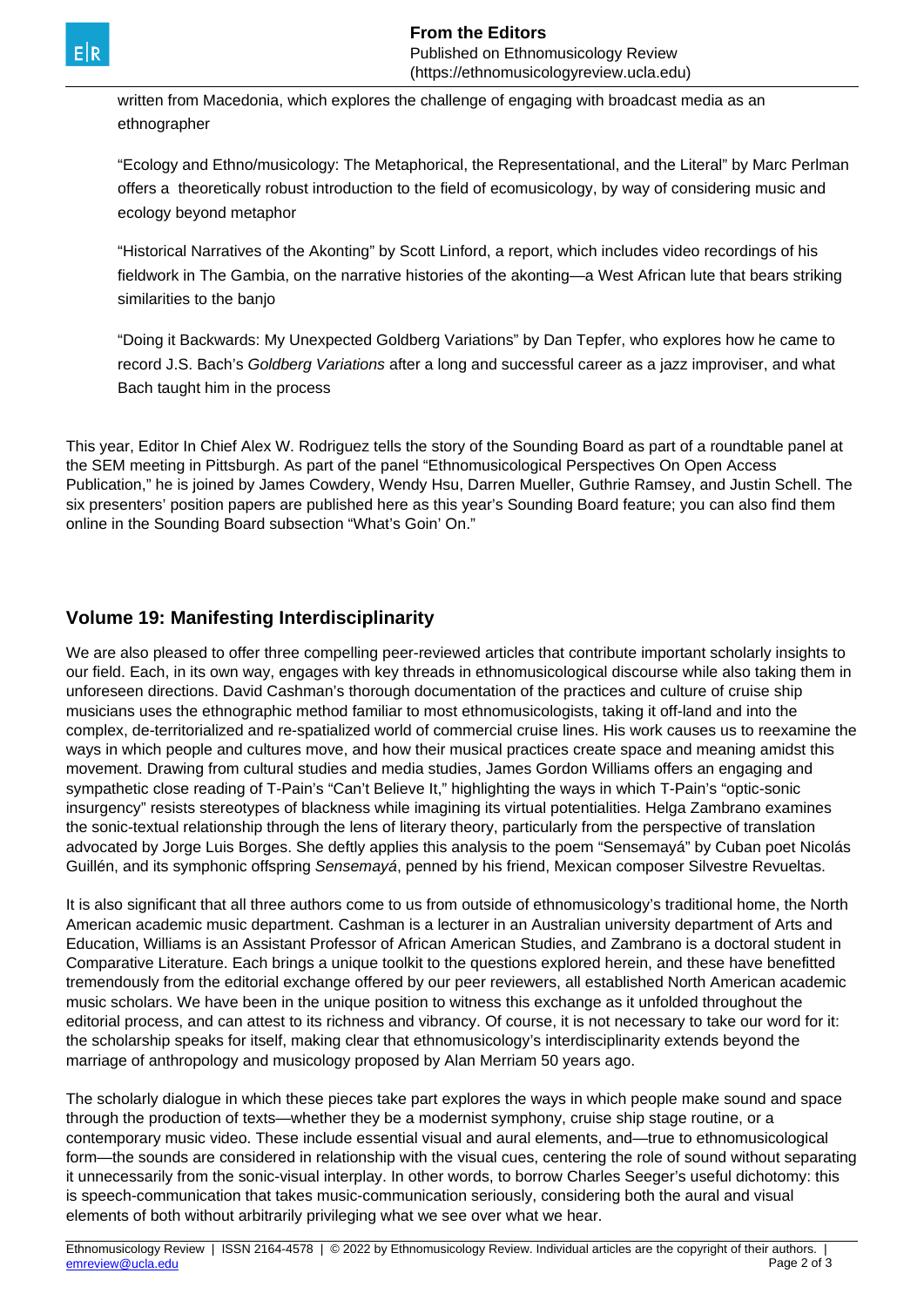written from Macedonia, which explores the challenge of engaging with broadcast media as an ethnographer

"Ecology and Ethno/musicology: The Metaphorical, the Representational, and the Literal" by Marc Perlman offers a theoretically robust introduction to the field of ecomusicology, by way of considering music and ecology beyond metaphor

"Historical Narratives of the Akonting" by Scott Linford, a report, which includes video recordings of his fieldwork in The Gambia, on the narrative histories of the akonting—a West African lute that bears striking similarities to the banjo

"Doing it Backwards: My Unexpected Goldberg Variations" by Dan Tepfer, who explores how he came to record J.S. Bach's *Goldberg Variations* after a long and successful career as a jazz improviser, and what Bach taught him in the process

This year, Editor In Chief Alex W. Rodriguez tells the story of the Sounding Board as part of a roundtable panel at the SEM meeting in Pittsburgh. As part of the panel "Ethnomusicological Perspectives On Open Access Publication," he is joined by James Cowdery, Wendy Hsu, Darren Mueller, Guthrie Ramsey, and Justin Schell. The six presenters' position papers are published here as this year's Sounding Board feature; you can also find them online in the Sounding Board subsection "What's Goin' On."

## Volume 19: Manifesting Interdisciplinarity

We are also pleased to offer three compelling peer-reviewed articles that contribute important scholarly insights to our field. Each, in its own way, engages with key threads in ethnomusicological discourse while also taking them in unforeseen directions. David Cashman's thorough documentation of the practices and culture of cruise ship musicians uses the ethnographic method familiar to most ethnomusicologists, taking it off-land and into the complex, de-territorialized and re-spatialized world of commercial cruise lines. His work causes us to reexamine the ways in which people and cultures move, and how their musical practices create space and meaning amidst this movement. Drawing from cultural studies and media studies, James Gordon Williams offers an engaging and sympathetic close reading of T-Pain's "Can't Believe It," highlighting the ways in which T-Pain's "optic-sonic insurgency" resists stereotypes of blackness while imagining its virtual potentialities. Helga Zambrano examines the sonic-textual relationship through the lens of literary theory, particularly from the perspective of translation advocated by Jorge Luis Borges. She deftly applies this analysis to the poem "Sensemayá" by Cuban poet Nicolás Guillén, and its symphonic offspring *Sensemayá*, penned by his friend, Mexican composer Silvestre Revueltas.

It is also significant that all three authors come to us from outside of ethnomusicology's traditional home, the North American academic music department. Cashman is a lecturer in an Australian university department of Arts and Education, Williams is an Assistant Professor of African American Studies, and Zambrano is a doctoral student in Comparative Literature. Each brings a unique toolkit to the questions explored herein, and these have benefitted tremendously from the editorial exchange offered by our peer reviewers, all established North American academic music scholars. We have been in the unique position to witness this exchange as it unfolded throughout the editorial process, and can attest to its richness and vibrancy. Of course, it is not necessary to take our word for it: the scholarship speaks for itself, making clear that ethnomusicology's interdisciplinarity extends beyond the marriage of anthropology and musicology proposed by Alan Merriam 50 years ago.

The scholarly dialogue in which these pieces take part explores the ways in which people make sound and space through the production of texts—whether they be a modernist symphony, cruise ship stage routine, or a contemporary music video. These include essential visual and aural elements, and—true to ethnomusicological form—the sounds are considered in relationship with the visual cues, centering the role of sound without separating it unnecessarily from the sonic-visual interplay. In other words, to borrow Charles Seeger's useful dichotomy: this is speech-communication that takes music-communication seriously, considering both the aural and visual elements of both without arbitrarily privileging what we see over what we hear.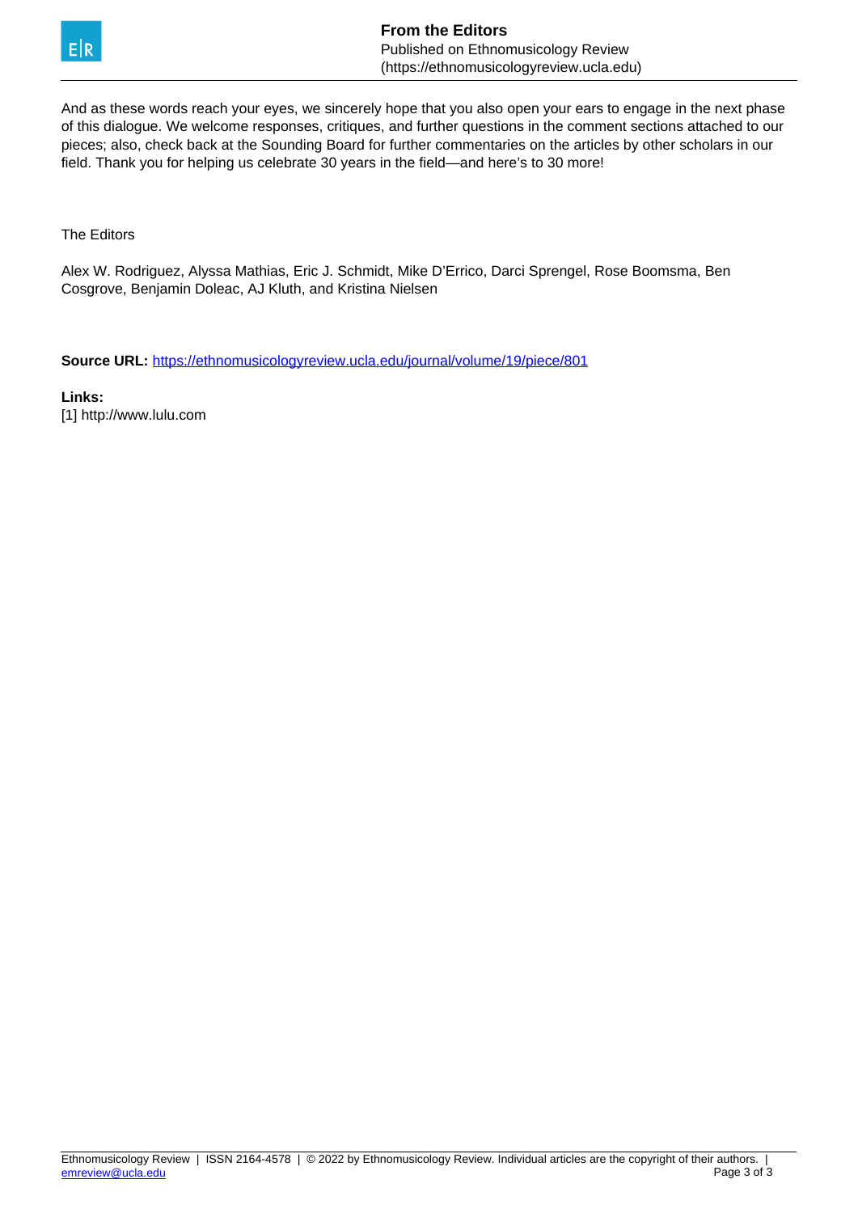And as these words reach your eyes, we sincerely hope that you also open your ears to engage in the next phase of this dialogue. We welcome responses, critiques, and further questions in the comment sections attached to our pieces; also, check back at the Sounding Board for further commentaries on the articles by other scholars in our field. Thank you for helping us celebrate 30 years in the field—and here's to 30 more!

The Editors

Alex W. Rodriguez, Alyssa Mathias, Eric J. Schmidt, Mike D'Errico, Darci Sprengel, Rose Boomsma, Ben Cosgrove, Benjamin Doleac, AJ Kluth, and Kristina Nielsen

**Source URL:** https://ethnomusicologyreview.ucla.edu/journal/volume/19/piece/801

**Links:**
[1] http://www.lulu.com